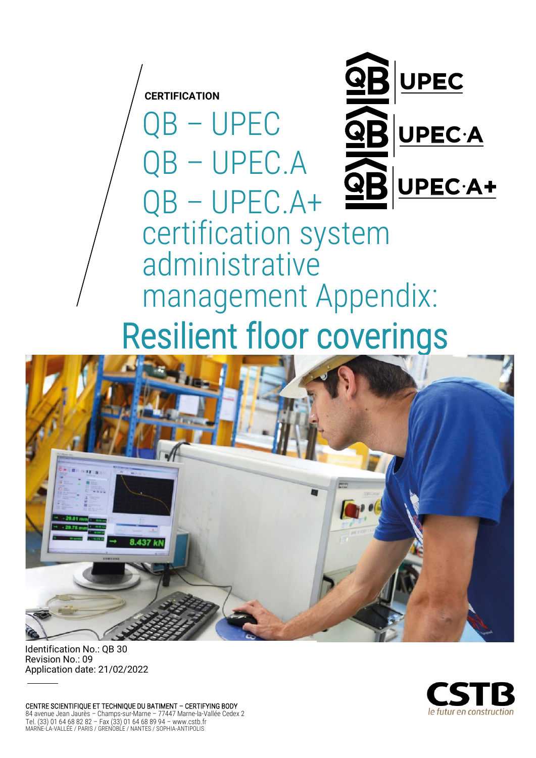**CERTIFICATION**

# QB – UPEC
# QB – UPEC.A
# QB – UPEC.A+
# certification system administrative management Appendix:

# Resilient floor coverings

Identification No.: QB 30
Revision No.: 09
Application date: 21/02/2022

CENTRE SCIENTIFIQUE ET TECHNIQUE DU BATIMENT – CERTIFYING BODY
84 avenue Jean Jaurès – Champs-sur-Marne – 77447 Marne-la-Vallée Cedex 2
Tel. (33) 01 64 68 82 82 – Fax (33) 01 64 68 89 94 – www.cstb.fr
MARNE-LA-VALLÉE / PARIS / GRENOBLE / NANTES / SOPHIA-ANTIPOLIS

CSTB
*le futur en construction*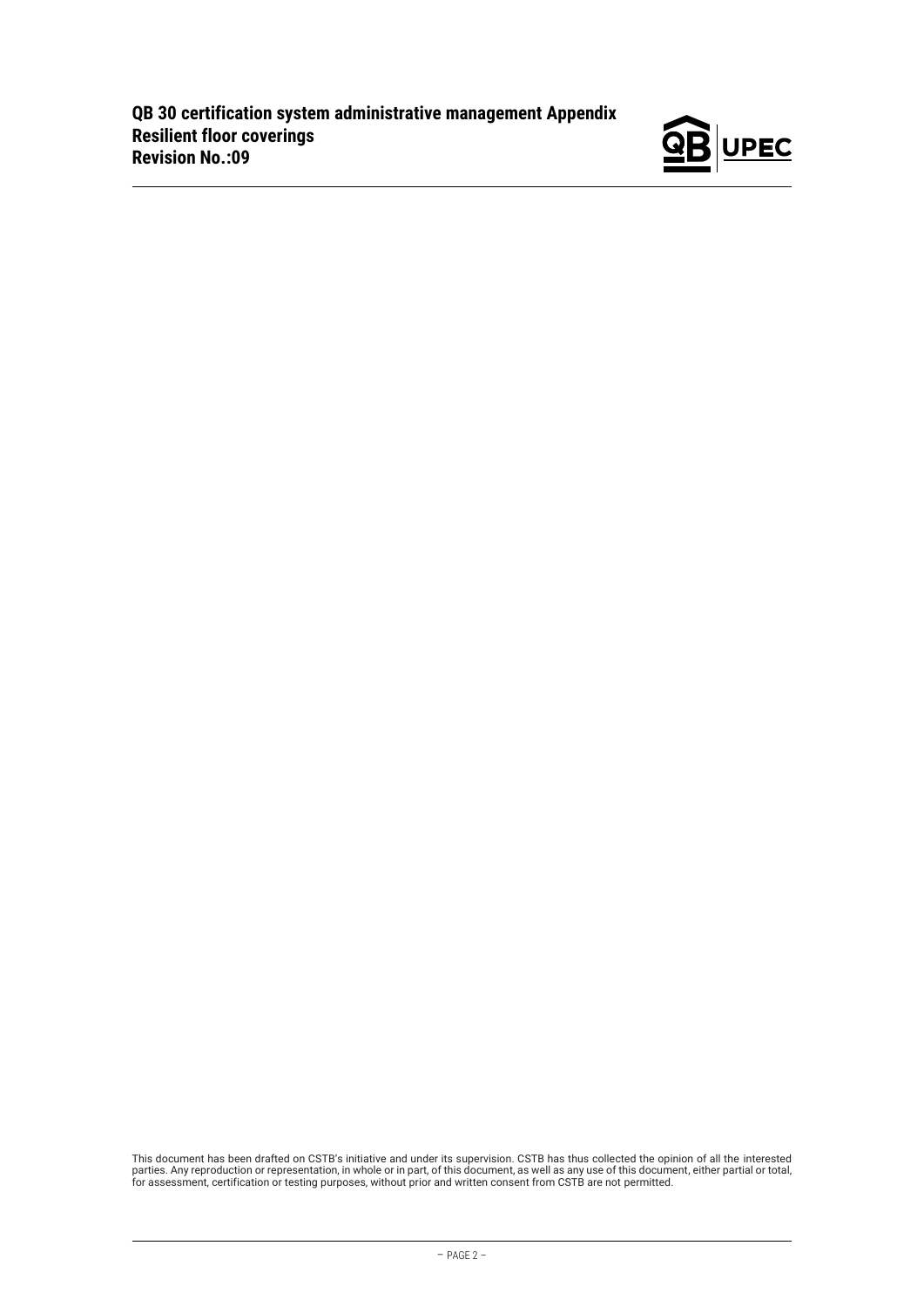This document has been drafted on CSTB's initiative and under its supervision. CSTB has thus collected the opinion of all the interested parties. Any reproduction or representation, in whole or in part, of this document, as well as any use of this document, either partial or total, for assessment, certification or testing purposes, without prior and written consent from CSTB are not permitted.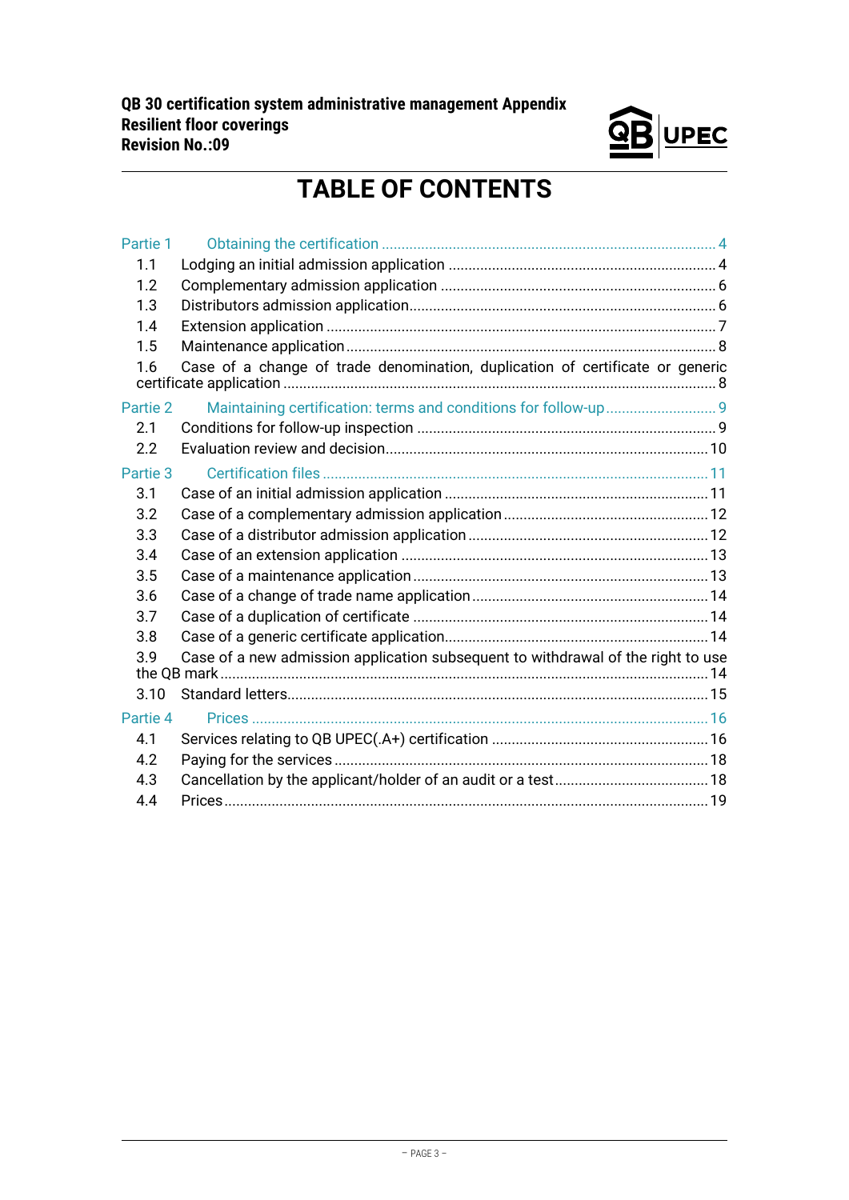# TABLE OF CONTENTS

Partie 1 Obtaining the certification ..... 4

- 1.1 Lodging an initial admission application ..... 4
- 1.2 Complementary admission application ..... 6
- 1.3 Distributors admission application ..... 6
- 1.4 Extension application ..... 7
- 1.5 Maintenance application ..... 8
- 1.6 Case of a change of trade denomination, duplication of certificate or generic certificate application ..... 8

Partie 2 Maintaining certification: terms and conditions for follow-up ..... 9

- 2.1 Conditions for follow-up inspection ..... 9
- 2.2 Evaluation review and decision ..... 10

Partie 3 Certification files ..... 11

- 3.1 Case of an initial admission application ..... 11
- 3.2 Case of a complementary admission application ..... 12
- 3.3 Case of a distributor admission application ..... 12
- 3.4 Case of an extension application ..... 13
- 3.5 Case of a maintenance application ..... 13
- 3.6 Case of a change of trade name application ..... 14
- 3.7 Case of a duplication of certificate ..... 14
- 3.8 Case of a generic certificate application ..... 14
- 3.9 Case of a new admission application subsequent to withdrawal of the right to use the QB mark ..... 14
- 3.10 Standard letters ..... 15

Partie 4 Prices ..... 16

- 4.1 Services relating to QB UPEC(.A+) certification ..... 16
- 4.2 Paying for the services ..... 18
- 4.3 Cancellation by the applicant/holder of an audit or a test ..... 18
- 4.4 Prices ..... 19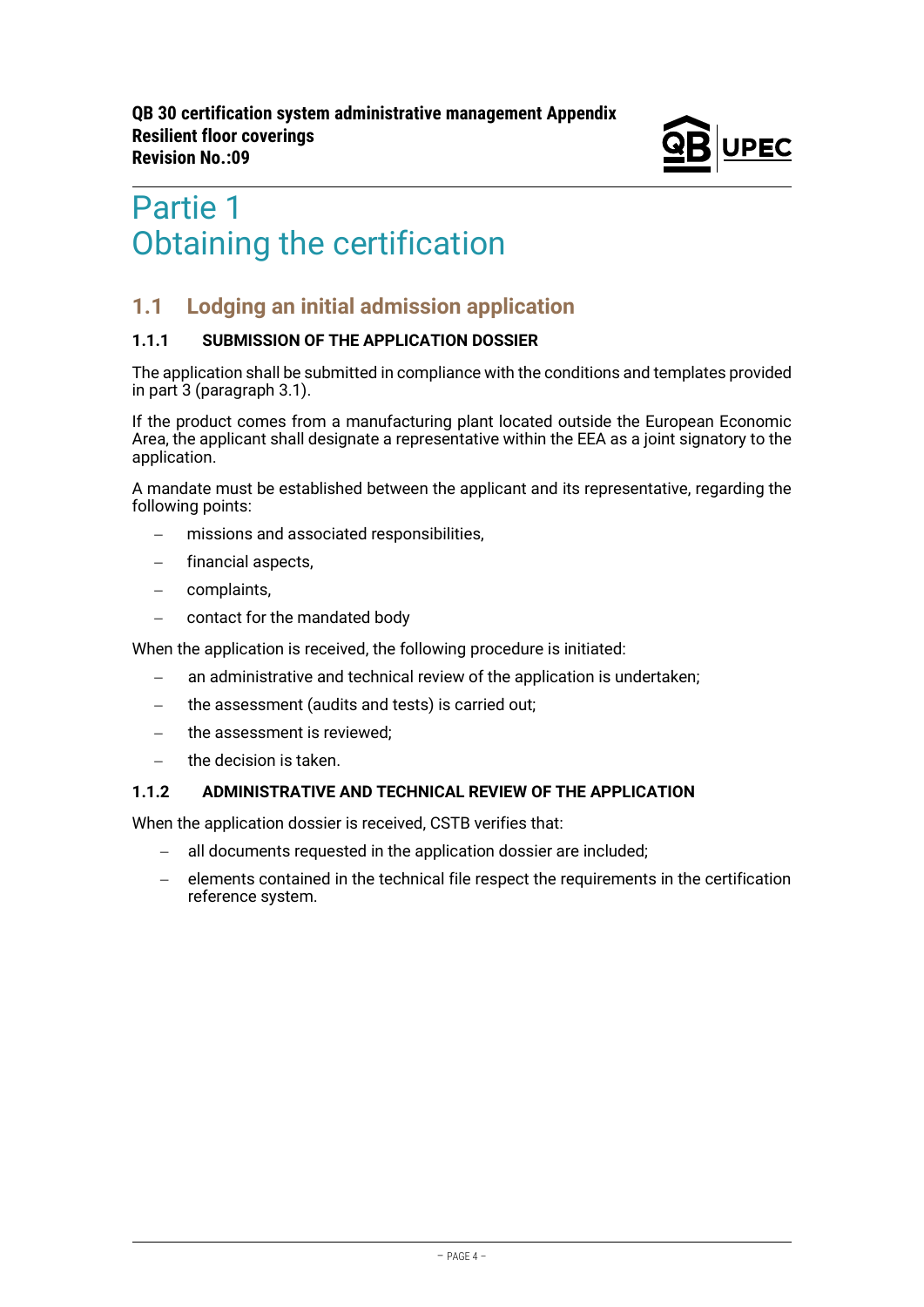# Partie 1
# Obtaining the certification

## 1.1 Lodging an initial admission application

### 1.1.1 SUBMISSION OF THE APPLICATION DOSSIER

The application shall be submitted in compliance with the conditions and templates provided in part 3 (paragraph 3.1).

If the product comes from a manufacturing plant located outside the European Economic Area, the applicant shall designate a representative within the EEA as a joint signatory to the application.

A mandate must be established between the applicant and its representative, regarding the following points:

- missions and associated responsibilities,
- financial aspects,
- complaints,
- contact for the mandated body

When the application is received, the following procedure is initiated:

- an administrative and technical review of the application is undertaken;
- the assessment (audits and tests) is carried out;
- the assessment is reviewed;
- the decision is taken.

### 1.1.2 ADMINISTRATIVE AND TECHNICAL REVIEW OF THE APPLICATION

When the application dossier is received, CSTB verifies that:

- all documents requested in the application dossier are included;
- elements contained in the technical file respect the requirements in the certification reference system.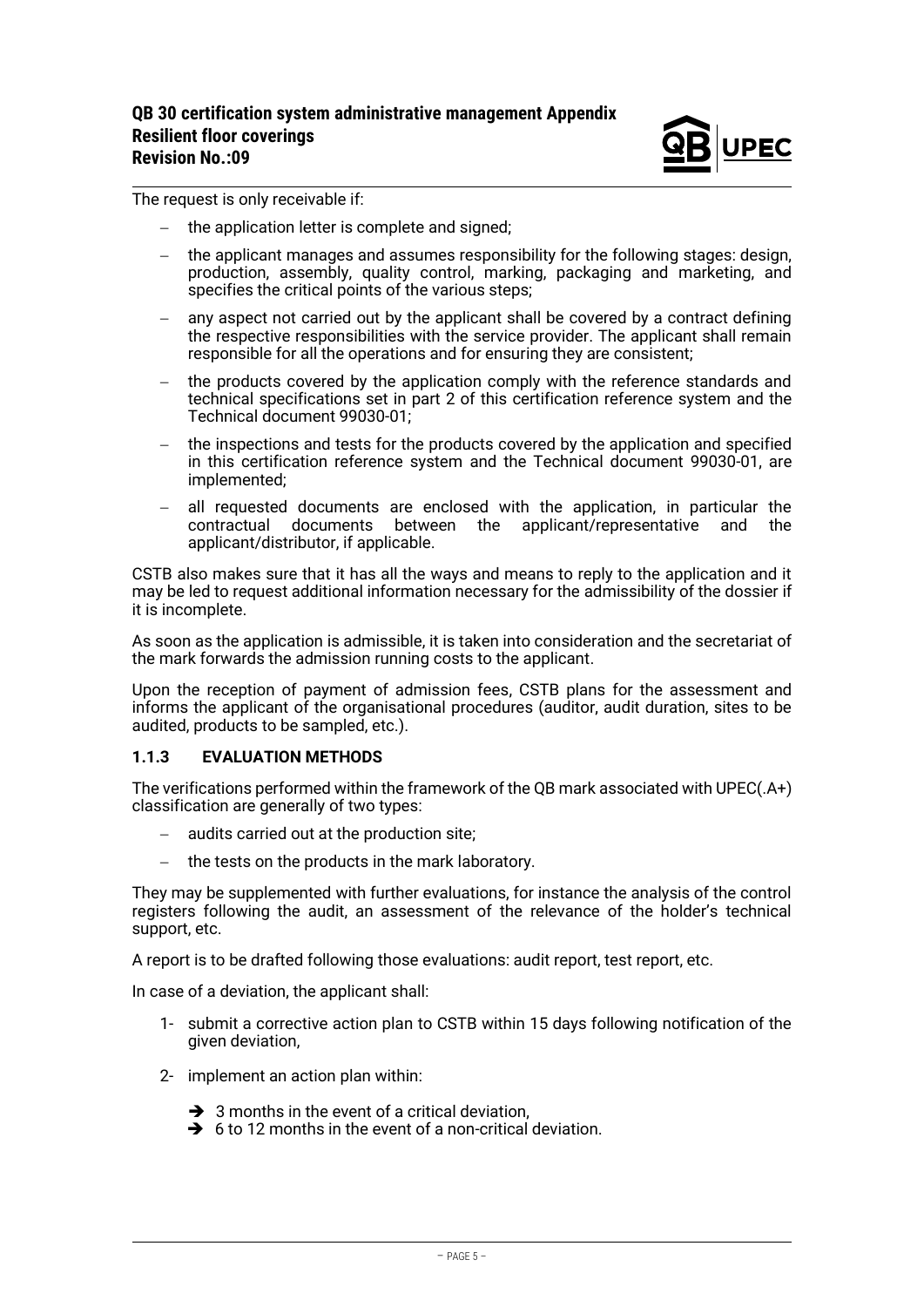The request is only receivable if:

- the application letter is complete and signed;
- the applicant manages and assumes responsibility for the following stages: design, production, assembly, quality control, marking, packaging and marketing, and specifies the critical points of the various steps;
- any aspect not carried out by the applicant shall be covered by a contract defining the respective responsibilities with the service provider. The applicant shall remain responsible for all the operations and for ensuring they are consistent;
- the products covered by the application comply with the reference standards and technical specifications set in part 2 of this certification reference system and the Technical document 99030-01;
- the inspections and tests for the products covered by the application and specified in this certification reference system and the Technical document 99030-01, are implemented;
- all requested documents are enclosed with the application, in particular the contractual documents between the applicant/representative and the applicant/distributor, if applicable.

CSTB also makes sure that it has all the ways and means to reply to the application and it may be led to request additional information necessary for the admissibility of the dossier if it is incomplete.

As soon as the application is admissible, it is taken into consideration and the secretariat of the mark forwards the admission running costs to the applicant.

Upon the reception of payment of admission fees, CSTB plans for the assessment and informs the applicant of the organisational procedures (auditor, audit duration, sites to be audited, products to be sampled, etc.).

### 1.1.3 EVALUATION METHODS

The verifications performed within the framework of the QB mark associated with UPEC(.A+) classification are generally of two types:

- audits carried out at the production site;
- the tests on the products in the mark laboratory.

They may be supplemented with further evaluations, for instance the analysis of the control registers following the audit, an assessment of the relevance of the holder's technical support, etc.

A report is to be drafted following those evaluations: audit report, test report, etc.

In case of a deviation, the applicant shall:

1- submit a corrective action plan to CSTB within 15 days following notification of the given deviation,

2- implement an action plan within:

- ➔ 3 months in the event of a critical deviation,
- ➔ 6 to 12 months in the event of a non-critical deviation.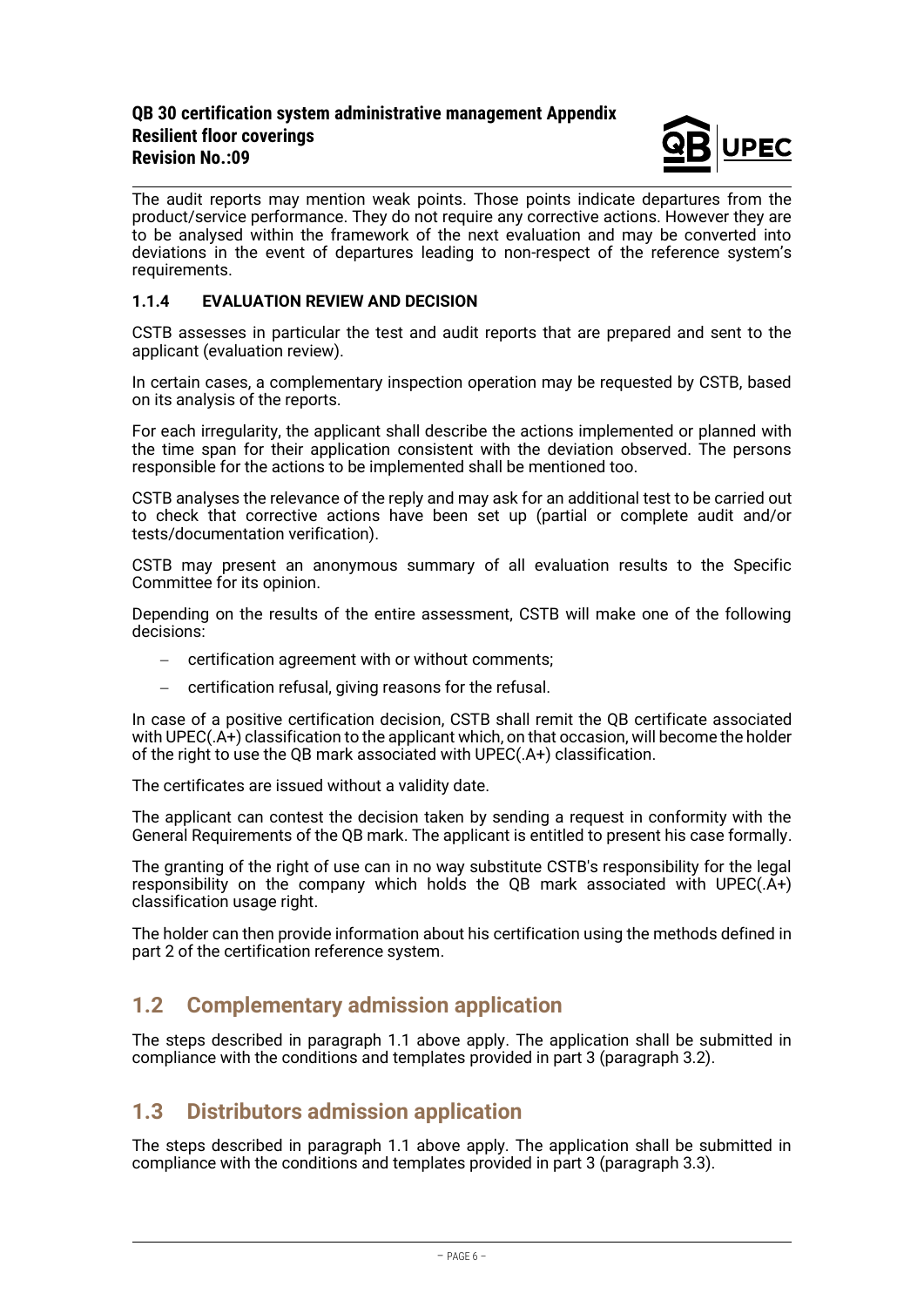The audit reports may mention weak points. Those points indicate departures from the product/service performance. They do not require any corrective actions. However they are to be analysed within the framework of the next evaluation and may be converted into deviations in the event of departures leading to non-respect of the reference system's requirements.

#### 1.1.4 EVALUATION REVIEW AND DECISION

CSTB assesses in particular the test and audit reports that are prepared and sent to the applicant (evaluation review).

In certain cases, a complementary inspection operation may be requested by CSTB, based on its analysis of the reports.

For each irregularity, the applicant shall describe the actions implemented or planned with the time span for their application consistent with the deviation observed. The persons responsible for the actions to be implemented shall be mentioned too.

CSTB analyses the relevance of the reply and may ask for an additional test to be carried out to check that corrective actions have been set up (partial or complete audit and/or tests/documentation verification).

CSTB may present an anonymous summary of all evaluation results to the Specific Committee for its opinion.

Depending on the results of the entire assessment, CSTB will make one of the following decisions:

- certification agreement with or without comments;
- certification refusal, giving reasons for the refusal.

In case of a positive certification decision, CSTB shall remit the QB certificate associated with UPEC(.A+) classification to the applicant which, on that occasion, will become the holder of the right to use the QB mark associated with UPEC(.A+) classification.

The certificates are issued without a validity date.

The applicant can contest the decision taken by sending a request in conformity with the General Requirements of the QB mark. The applicant is entitled to present his case formally.

The granting of the right of use can in no way substitute CSTB's responsibility for the legal responsibility on the company which holds the QB mark associated with UPEC(.A+) classification usage right.

The holder can then provide information about his certification using the methods defined in part 2 of the certification reference system.

## 1.2 Complementary admission application

The steps described in paragraph 1.1 above apply. The application shall be submitted in compliance with the conditions and templates provided in part 3 (paragraph 3.2).

## 1.3 Distributors admission application

The steps described in paragraph 1.1 above apply. The application shall be submitted in compliance with the conditions and templates provided in part 3 (paragraph 3.3).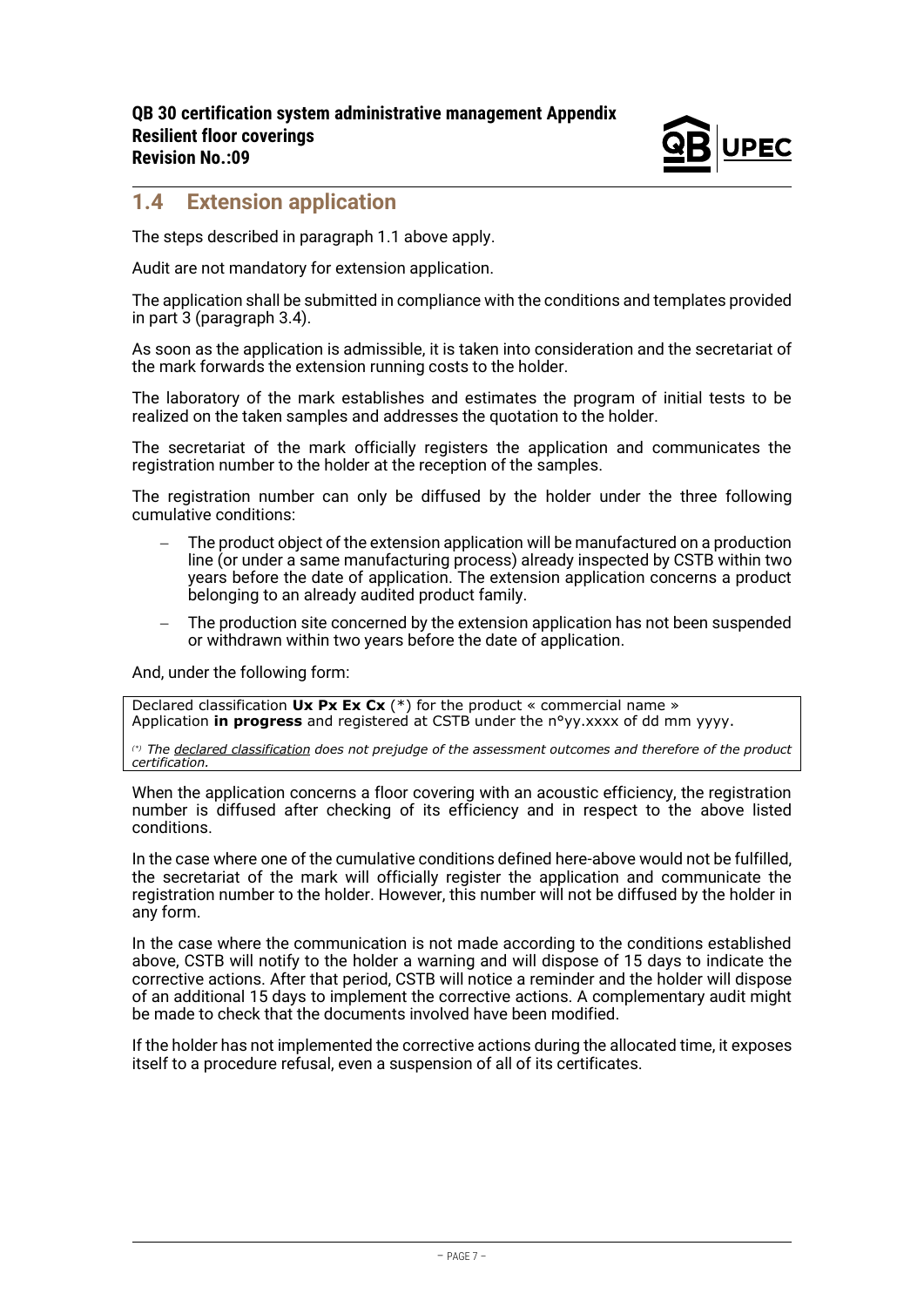## 1.4 Extension application

The steps described in paragraph 1.1 above apply.

Audit are not mandatory for extension application.

The application shall be submitted in compliance with the conditions and templates provided in part 3 (paragraph 3.4).

As soon as the application is admissible, it is taken into consideration and the secretariat of the mark forwards the extension running costs to the holder.

The laboratory of the mark establishes and estimates the program of initial tests to be realized on the taken samples and addresses the quotation to the holder.

The secretariat of the mark officially registers the application and communicates the registration number to the holder at the reception of the samples.

The registration number can only be diffused by the holder under the three following cumulative conditions:

- The product object of the extension application will be manufactured on a production line (or under a same manufacturing process) already inspected by CSTB within two years before the date of application. The extension application concerns a product belonging to an already audited product family.
- The production site concerned by the extension application has not been suspended or withdrawn within two years before the date of application.

And, under the following form:

| Declared classification **Ux Px Ex Cx** (*) for the product « commercial name »<br>Application **in progress** and registered at CSTB under the n°yy.xxxx of dd mm yyyy.<br><br>*(\*) The declared classification does not prejudge of the assessment outcomes and therefore of the product certification.* |
|---|

When the application concerns a floor covering with an acoustic efficiency, the registration number is diffused after checking of its efficiency and in respect to the above listed conditions.

In the case where one of the cumulative conditions defined here-above would not be fulfilled, the secretariat of the mark will officially register the application and communicate the registration number to the holder. However, this number will not be diffused by the holder in any form.

In the case where the communication is not made according to the conditions established above, CSTB will notify to the holder a warning and will dispose of 15 days to indicate the corrective actions. After that period, CSTB will notice a reminder and the holder will dispose of an additional 15 days to implement the corrective actions. A complementary audit might be made to check that the documents involved have been modified.

If the holder has not implemented the corrective actions during the allocated time, it exposes itself to a procedure refusal, even a suspension of all of its certificates.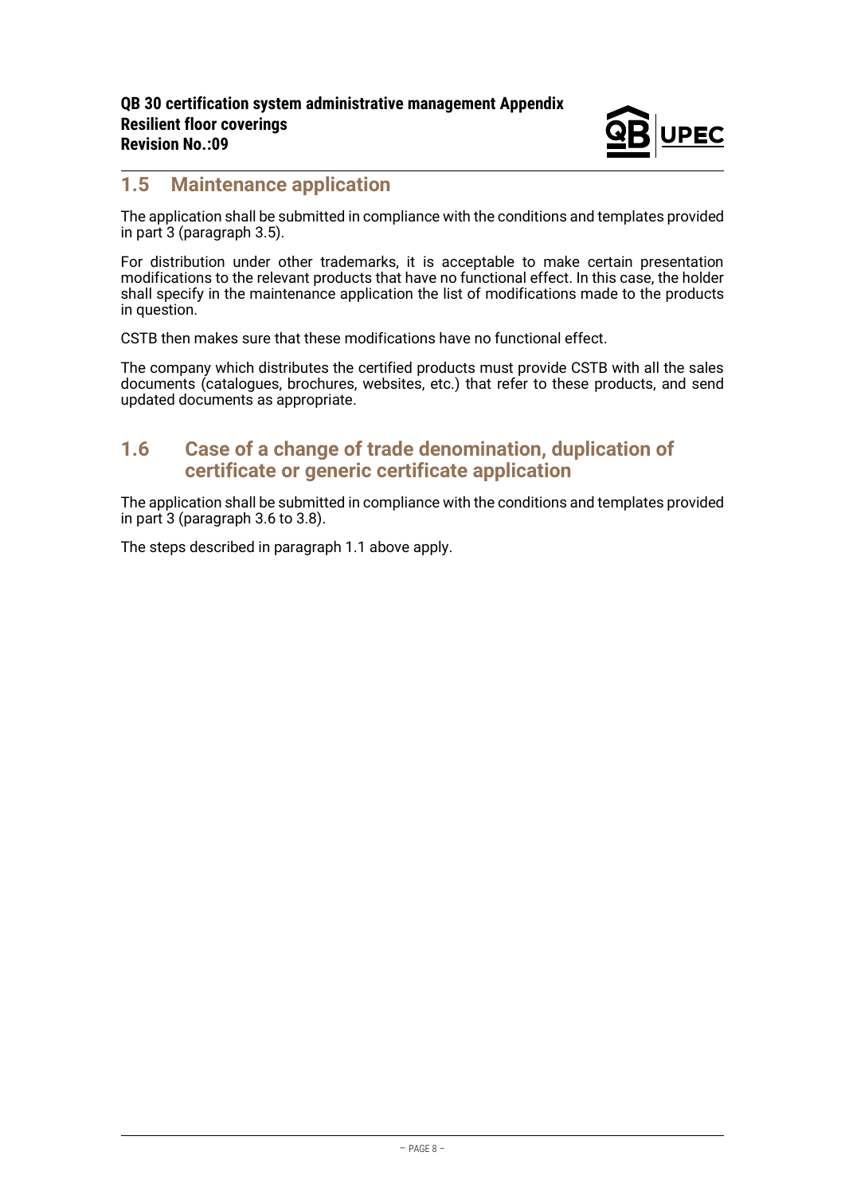## 1.5 Maintenance application

The application shall be submitted in compliance with the conditions and templates provided in part 3 (paragraph 3.5).

For distribution under other trademarks, it is acceptable to make certain presentation modifications to the relevant products that have no functional effect. In this case, the holder shall specify in the maintenance application the list of modifications made to the products in question.

CSTB then makes sure that these modifications have no functional effect.

The company which distributes the certified products must provide CSTB with all the sales documents (catalogues, brochures, websites, etc.) that refer to these products, and send updated documents as appropriate.

## 1.6 Case of a change of trade denomination, duplication of certificate or generic certificate application

The application shall be submitted in compliance with the conditions and templates provided in part 3 (paragraph 3.6 to 3.8).

The steps described in paragraph 1.1 above apply.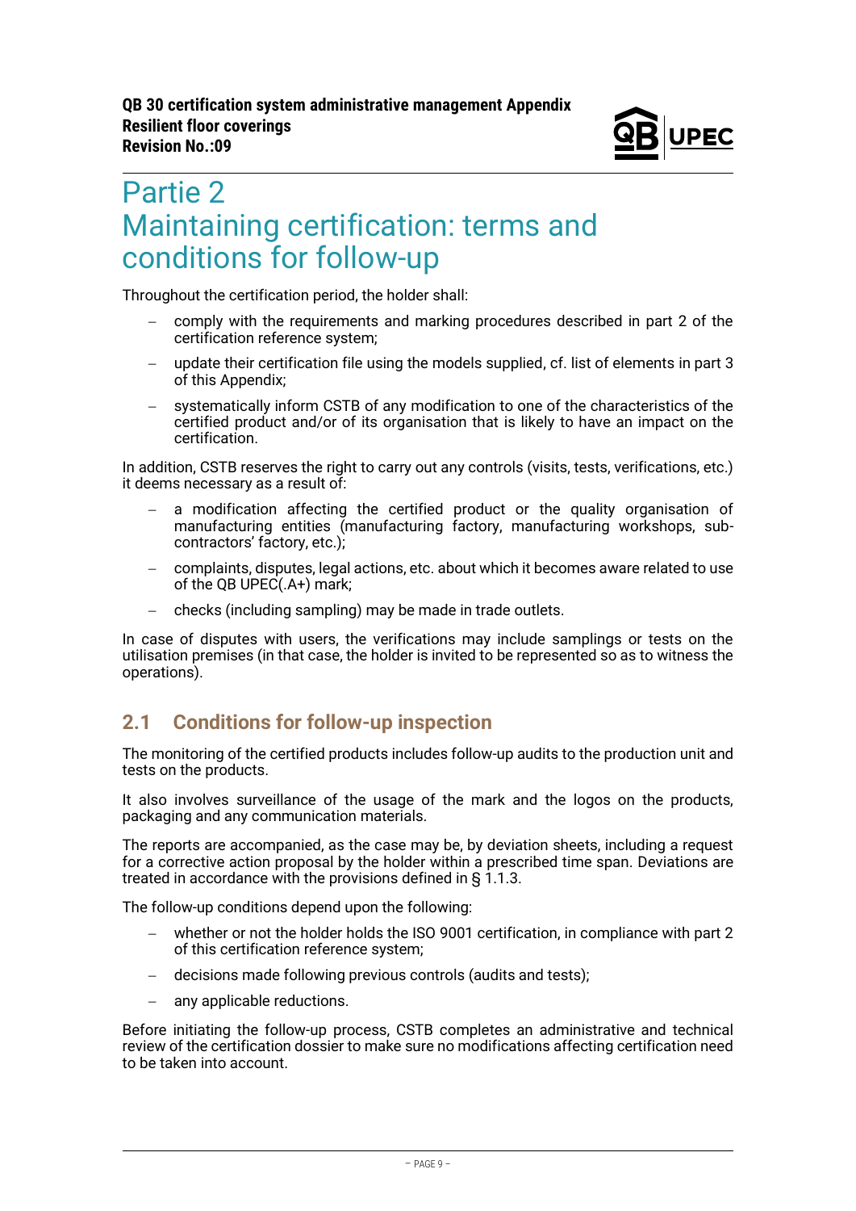# Partie 2
# Maintaining certification: terms and conditions for follow-up

Throughout the certification period, the holder shall:

- comply with the requirements and marking procedures described in part 2 of the certification reference system;
- update their certification file using the models supplied, cf. list of elements in part 3 of this Appendix;
- systematically inform CSTB of any modification to one of the characteristics of the certified product and/or of its organisation that is likely to have an impact on the certification.

In addition, CSTB reserves the right to carry out any controls (visits, tests, verifications, etc.) it deems necessary as a result of:

- a modification affecting the certified product or the quality organisation of manufacturing entities (manufacturing factory, manufacturing workshops, sub-contractors' factory, etc.);
- complaints, disputes, legal actions, etc. about which it becomes aware related to use of the QB UPEC(.A+) mark;
- checks (including sampling) may be made in trade outlets.

In case of disputes with users, the verifications may include samplings or tests on the utilisation premises (in that case, the holder is invited to be represented so as to witness the operations).

## 2.1 Conditions for follow-up inspection

The monitoring of the certified products includes follow-up audits to the production unit and tests on the products.

It also involves surveillance of the usage of the mark and the logos on the products, packaging and any communication materials.

The reports are accompanied, as the case may be, by deviation sheets, including a request for a corrective action proposal by the holder within a prescribed time span. Deviations are treated in accordance with the provisions defined in § 1.1.3.

The follow-up conditions depend upon the following:

- whether or not the holder holds the ISO 9001 certification, in compliance with part 2 of this certification reference system;
- decisions made following previous controls (audits and tests);
- any applicable reductions.

Before initiating the follow-up process, CSTB completes an administrative and technical review of the certification dossier to make sure no modifications affecting certification need to be taken into account.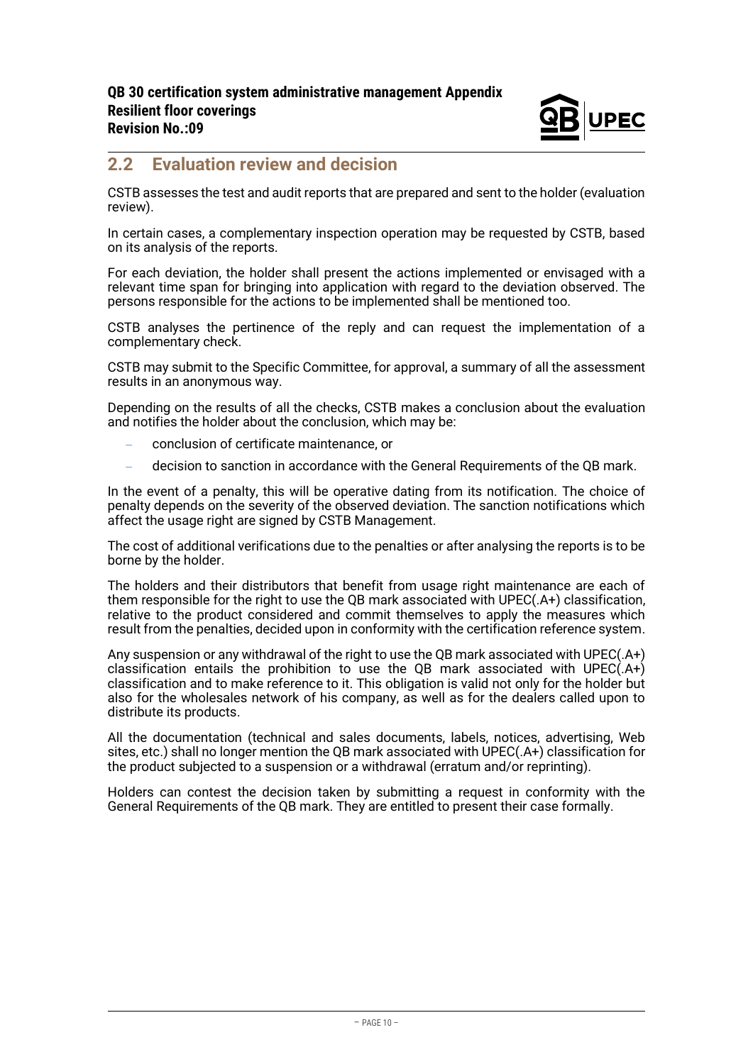## 2.2 Evaluation review and decision

CSTB assesses the test and audit reports that are prepared and sent to the holder (evaluation review).

In certain cases, a complementary inspection operation may be requested by CSTB, based on its analysis of the reports.

For each deviation, the holder shall present the actions implemented or envisaged with a relevant time span for bringing into application with regard to the deviation observed. The persons responsible for the actions to be implemented shall be mentioned too.

CSTB analyses the pertinence of the reply and can request the implementation of a complementary check.

CSTB may submit to the Specific Committee, for approval, a summary of all the assessment results in an anonymous way.

Depending on the results of all the checks, CSTB makes a conclusion about the evaluation and notifies the holder about the conclusion, which may be:

- conclusion of certificate maintenance, or
- decision to sanction in accordance with the General Requirements of the QB mark.

In the event of a penalty, this will be operative dating from its notification. The choice of penalty depends on the severity of the observed deviation. The sanction notifications which affect the usage right are signed by CSTB Management.

The cost of additional verifications due to the penalties or after analysing the reports is to be borne by the holder.

The holders and their distributors that benefit from usage right maintenance are each of them responsible for the right to use the QB mark associated with UPEC(.A+) classification, relative to the product considered and commit themselves to apply the measures which result from the penalties, decided upon in conformity with the certification reference system.

Any suspension or any withdrawal of the right to use the QB mark associated with UPEC(.A+) classification entails the prohibition to use the QB mark associated with UPEC(.A+) classification and to make reference to it. This obligation is valid not only for the holder but also for the wholesales network of his company, as well as for the dealers called upon to distribute its products.

All the documentation (technical and sales documents, labels, notices, advertising, Web sites, etc.) shall no longer mention the QB mark associated with UPEC(.A+) classification for the product subjected to a suspension or a withdrawal (erratum and/or reprinting).

Holders can contest the decision taken by submitting a request in conformity with the General Requirements of the QB mark. They are entitled to present their case formally.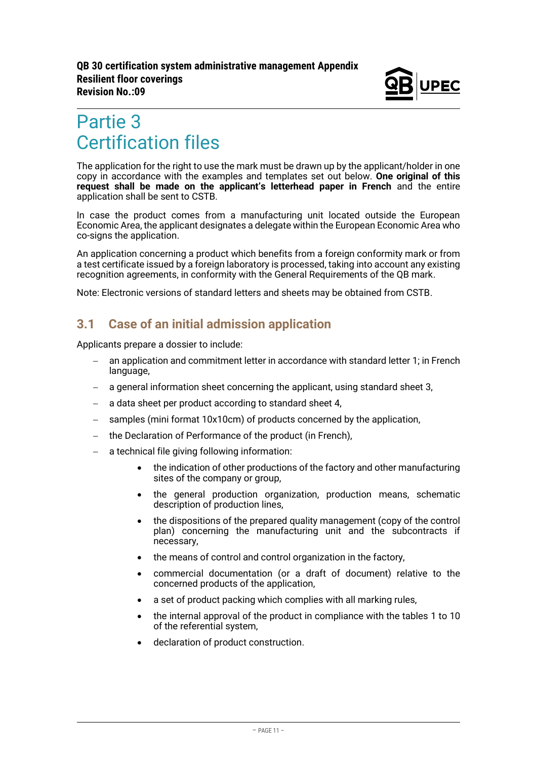# Partie 3
# Certification files

The application for the right to use the mark must be drawn up by the applicant/holder in one copy in accordance with the examples and templates set out below. **One original of this request shall be made on the applicant's letterhead paper in French** and the entire application shall be sent to CSTB.

In case the product comes from a manufacturing unit located outside the European Economic Area, the applicant designates a delegate within the European Economic Area who co-signs the application.

An application concerning a product which benefits from a foreign conformity mark or from a test certificate issued by a foreign laboratory is processed, taking into account any existing recognition agreements, in conformity with the General Requirements of the QB mark.

Note: Electronic versions of standard letters and sheets may be obtained from CSTB.

## 3.1 Case of an initial admission application

Applicants prepare a dossier to include:

- an application and commitment letter in accordance with standard letter 1; in French language,
- a general information sheet concerning the applicant, using standard sheet 3,
- a data sheet per product according to standard sheet 4,
- samples (mini format 10x10cm) of products concerned by the application,
- the Declaration of Performance of the product (in French),
- a technical file giving following information:
    - the indication of other productions of the factory and other manufacturing sites of the company or group,
    - the general production organization, production means, schematic description of production lines,
    - the dispositions of the prepared quality management (copy of the control plan) concerning the manufacturing unit and the subcontracts if necessary,
    - the means of control and control organization in the factory,
    - commercial documentation (or a draft of document) relative to the concerned products of the application,
    - a set of product packing which complies with all marking rules,
    - the internal approval of the product in compliance with the tables 1 to 10 of the referential system,
    - declaration of product construction.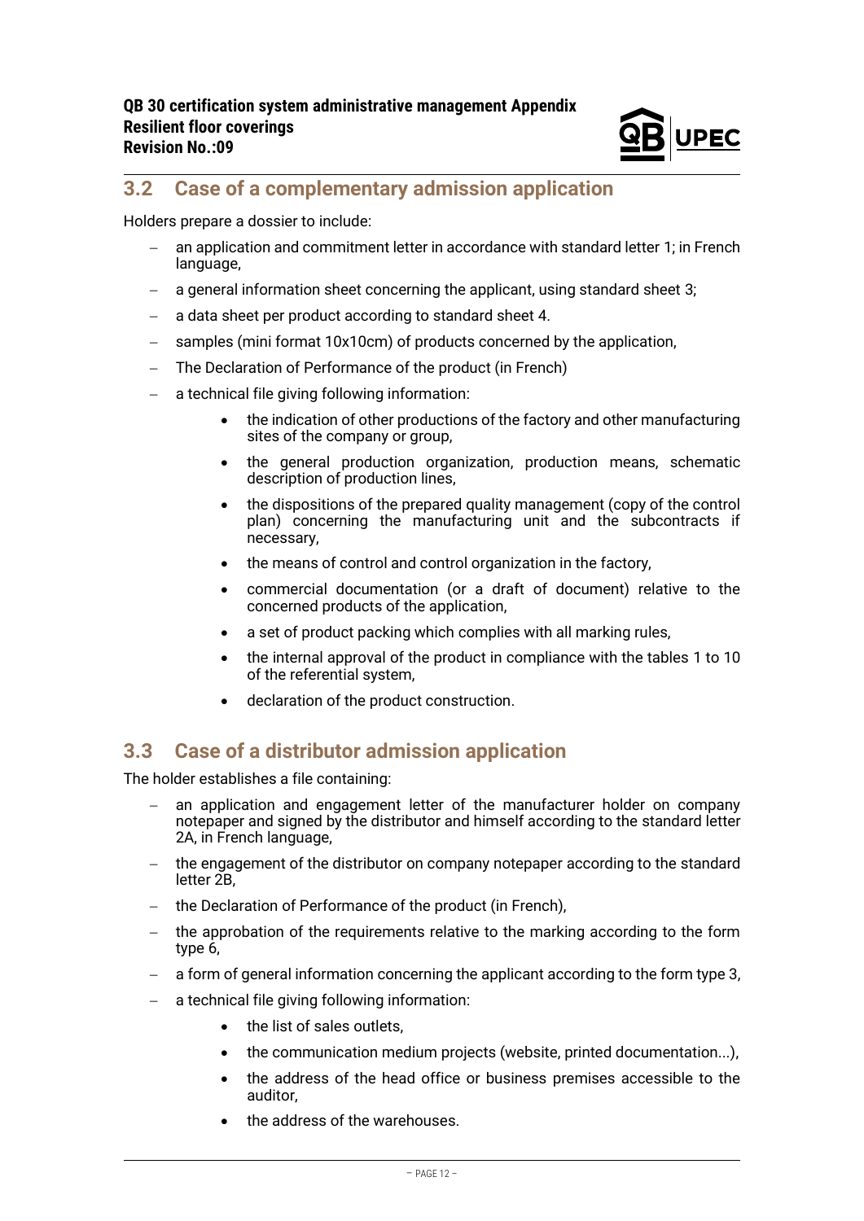## 3.2 Case of a complementary admission application

Holders prepare a dossier to include:

- an application and commitment letter in accordance with standard letter 1; in French language,
- a general information sheet concerning the applicant, using standard sheet 3;
- a data sheet per product according to standard sheet 4.
- samples (mini format 10x10cm) of products concerned by the application,
- The Declaration of Performance of the product (in French)
- a technical file giving following information:
  - the indication of other productions of the factory and other manufacturing sites of the company or group,
  - the general production organization, production means, schematic description of production lines,
  - the dispositions of the prepared quality management (copy of the control plan) concerning the manufacturing unit and the subcontracts if necessary,
  - the means of control and control organization in the factory,
  - commercial documentation (or a draft of document) relative to the concerned products of the application,
  - a set of product packing which complies with all marking rules,
  - the internal approval of the product in compliance with the tables 1 to 10 of the referential system,
  - declaration of the product construction.

## 3.3 Case of a distributor admission application

The holder establishes a file containing:

- an application and engagement letter of the manufacturer holder on company notepaper and signed by the distributor and himself according to the standard letter 2A, in French language,
- the engagement of the distributor on company notepaper according to the standard letter 2B,
- the Declaration of Performance of the product (in French),
- the approbation of the requirements relative to the marking according to the form type 6,
- a form of general information concerning the applicant according to the form type 3,
- a technical file giving following information:
  - the list of sales outlets,
  - the communication medium projects (website, printed documentation...),
  - the address of the head office or business premises accessible to the auditor,
  - the address of the warehouses.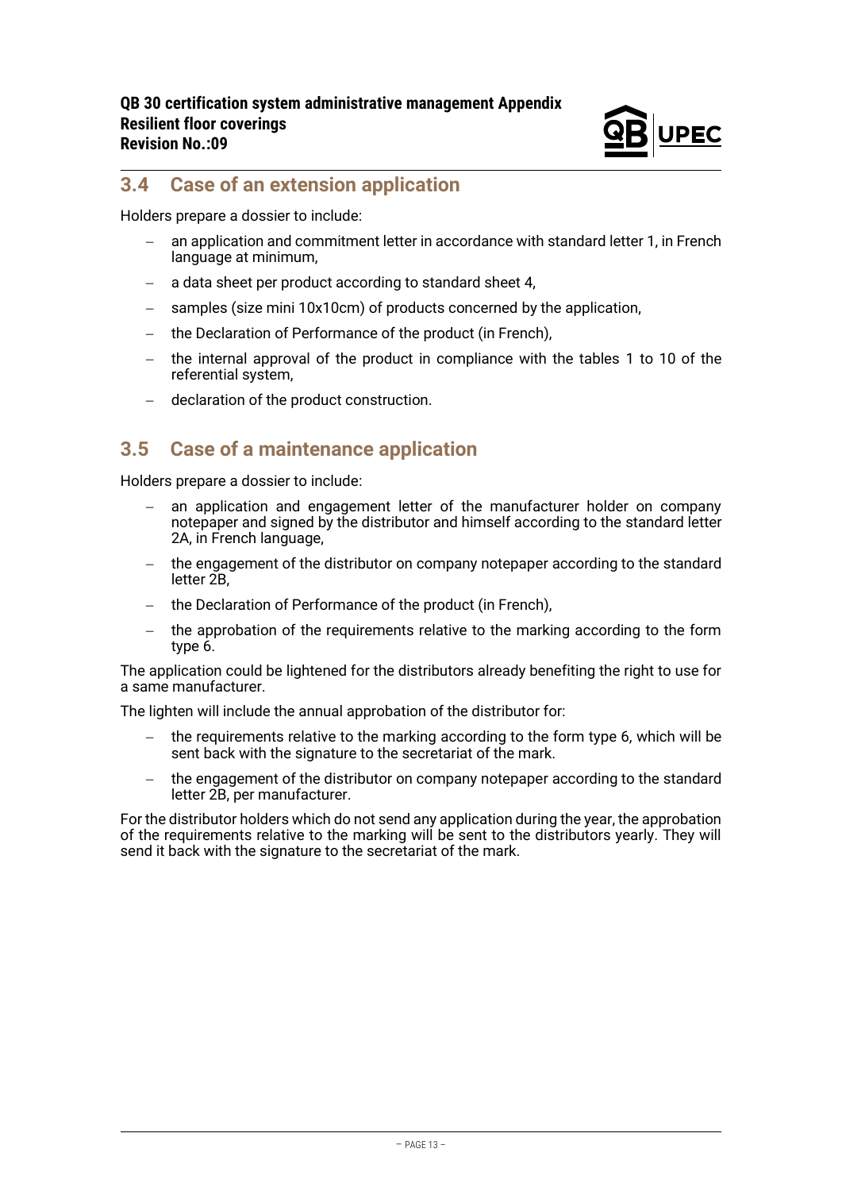## 3.4 Case of an extension application

Holders prepare a dossier to include:

- an application and commitment letter in accordance with standard letter 1, in French language at minimum,
- a data sheet per product according to standard sheet 4,
- samples (size mini 10x10cm) of products concerned by the application,
- the Declaration of Performance of the product (in French),
- the internal approval of the product in compliance with the tables 1 to 10 of the referential system,
- declaration of the product construction.

## 3.5 Case of a maintenance application

Holders prepare a dossier to include:

- an application and engagement letter of the manufacturer holder on company notepaper and signed by the distributor and himself according to the standard letter 2A, in French language,
- the engagement of the distributor on company notepaper according to the standard letter 2B,
- the Declaration of Performance of the product (in French),
- the approbation of the requirements relative to the marking according to the form type 6.

The application could be lightened for the distributors already benefiting the right to use for a same manufacturer.

The lighten will include the annual approbation of the distributor for:

- the requirements relative to the marking according to the form type 6, which will be sent back with the signature to the secretariat of the mark.
- the engagement of the distributor on company notepaper according to the standard letter 2B, per manufacturer.

For the distributor holders which do not send any application during the year, the approbation of the requirements relative to the marking will be sent to the distributors yearly. They will send it back with the signature to the secretariat of the mark.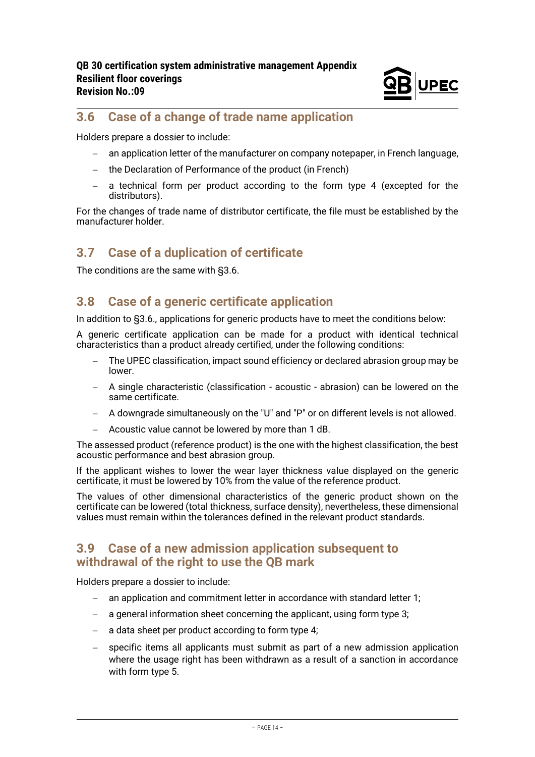## 3.6 Case of a change of trade name application

Holders prepare a dossier to include:

- an application letter of the manufacturer on company notepaper, in French language,
- the Declaration of Performance of the product (in French)
- a technical form per product according to the form type 4 (excepted for the distributors).

For the changes of trade name of distributor certificate, the file must be established by the manufacturer holder.

## 3.7 Case of a duplication of certificate

The conditions are the same with §3.6.

## 3.8 Case of a generic certificate application

In addition to §3.6., applications for generic products have to meet the conditions below:

A generic certificate application can be made for a product with identical technical characteristics than a product already certified, under the following conditions:

- The UPEC classification, impact sound efficiency or declared abrasion group may be lower.
- A single characteristic (classification - acoustic - abrasion) can be lowered on the same certificate.
- A downgrade simultaneously on the "U" and "P" or on different levels is not allowed.
- Acoustic value cannot be lowered by more than 1 dB.

The assessed product (reference product) is the one with the highest classification, the best acoustic performance and best abrasion group.

If the applicant wishes to lower the wear layer thickness value displayed on the generic certificate, it must be lowered by 10% from the value of the reference product.

The values of other dimensional characteristics of the generic product shown on the certificate can be lowered (total thickness, surface density), nevertheless, these dimensional values must remain within the tolerances defined in the relevant product standards.

## 3.9 Case of a new admission application subsequent to withdrawal of the right to use the QB mark

Holders prepare a dossier to include:

- an application and commitment letter in accordance with standard letter 1;
- a general information sheet concerning the applicant, using form type 3;
- a data sheet per product according to form type 4;
- specific items all applicants must submit as part of a new admission application where the usage right has been withdrawn as a result of a sanction in accordance with form type 5.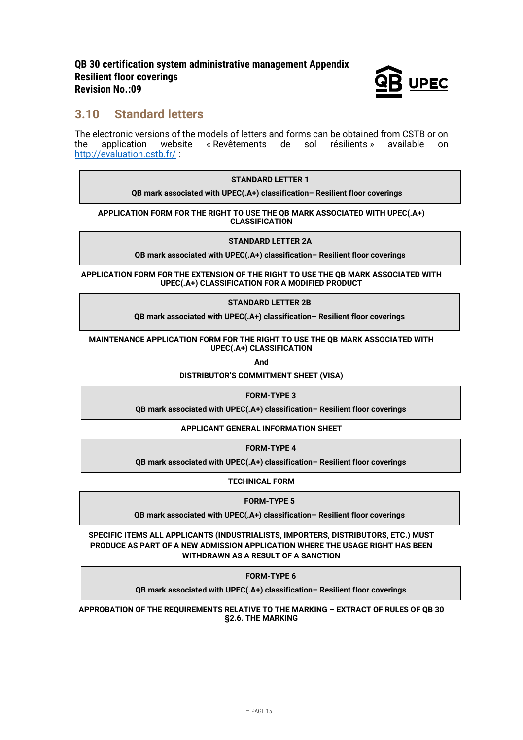## 3.10 Standard letters

The electronic versions of the models of letters and forms can be obtained from CSTB or on the application website « Revêtements de sol résilients » available on http://evaluation.cstb.fr/ :

**STANDARD LETTER 1**

**QB mark associated with UPEC(.A+) classification– Resilient floor coverings**

**APPLICATION FORM FOR THE RIGHT TO USE THE QB MARK ASSOCIATED WITH UPEC(.A+) CLASSIFICATION**

**STANDARD LETTER 2A**

**QB mark associated with UPEC(.A+) classification– Resilient floor coverings**

**APPLICATION FORM FOR THE EXTENSION OF THE RIGHT TO USE THE QB MARK ASSOCIATED WITH UPEC(.A+) CLASSIFICATION FOR A MODIFIED PRODUCT**

**STANDARD LETTER 2B**

**QB mark associated with UPEC(.A+) classification– Resilient floor coverings**

**MAINTENANCE APPLICATION FORM FOR THE RIGHT TO USE THE QB MARK ASSOCIATED WITH UPEC(.A+) CLASSIFICATION**

**And**

**DISTRIBUTOR'S COMMITMENT SHEET (VISA)**

**FORM-TYPE 3**

**QB mark associated with UPEC(.A+) classification– Resilient floor coverings**

**APPLICANT GENERAL INFORMATION SHEET**

**FORM-TYPE 4**

**QB mark associated with UPEC(.A+) classification– Resilient floor coverings**

**TECHNICAL FORM**

**FORM-TYPE 5**

**QB mark associated with UPEC(.A+) classification– Resilient floor coverings**

**SPECIFIC ITEMS ALL APPLICANTS (INDUSTRIALISTS, IMPORTERS, DISTRIBUTORS, ETC.) MUST PRODUCE AS PART OF A NEW ADMISSION APPLICATION WHERE THE USAGE RIGHT HAS BEEN WITHDRAWN AS A RESULT OF A SANCTION**

**FORM-TYPE 6**

**QB mark associated with UPEC(.A+) classification– Resilient floor coverings**

**APPROBATION OF THE REQUIREMENTS RELATIVE TO THE MARKING – EXTRACT OF RULES OF QB 30 §2.6. THE MARKING**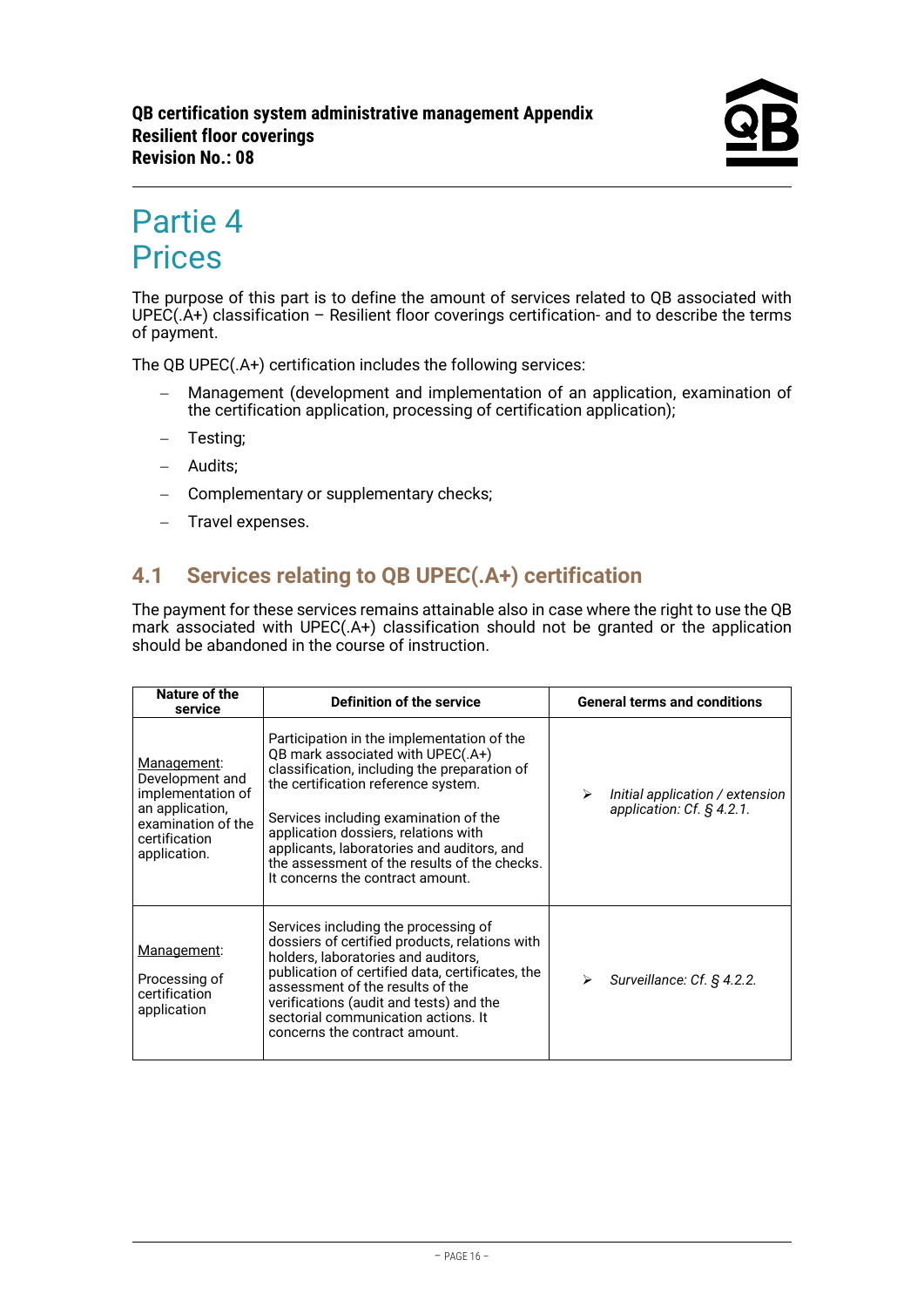# Partie 4
# Prices

The purpose of this part is to define the amount of services related to QB associated with UPEC(.A+) classification – Resilient floor coverings certification- and to describe the terms of payment.

The QB UPEC(.A+) certification includes the following services:

- Management (development and implementation of an application, examination of the certification application, processing of certification application);
- Testing;
- Audits;
- Complementary or supplementary checks;
- Travel expenses.

## 4.1 Services relating to QB UPEC(.A+) certification

The payment for these services remains attainable also in case where the right to use the QB mark associated with UPEC(.A+) classification should not be granted or the application should be abandoned in the course of instruction.

| Nature of the service | Definition of the service | General terms and conditions |
|---|---|---|
| Management: Development and implementation of an application, examination of the certification application. | Participation in the implementation of the QB mark associated with UPEC(.A+) classification, including the preparation of the certification reference system.<br><br>Services including examination of the application dossiers, relations with applicants, laboratories and auditors, and the assessment of the results of the checks. It concerns the contract amount. | ➢ *Initial application / extension application: Cf. § 4.2.1.* |
| Management:<br><br>Processing of certification application | Services including the processing of dossiers of certified products, relations with holders, laboratories and auditors, publication of certified data, certificates, the assessment of the results of the verifications (audit and tests) and the sectorial communication actions. It concerns the contract amount. | ➢ *Surveillance: Cf. § 4.2.2.* |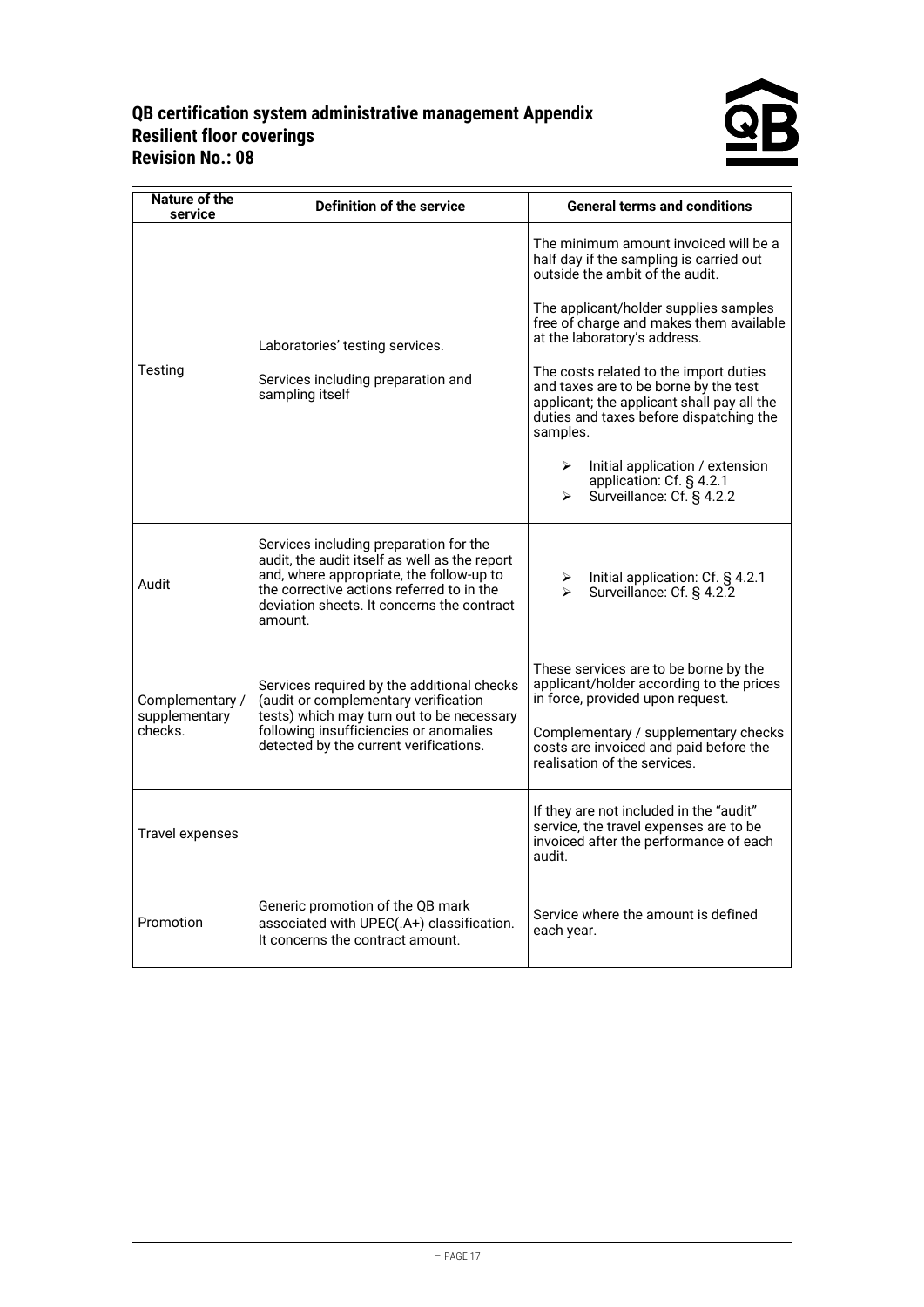| Nature of the service | Definition of the service | General terms and conditions |
|---|---|---|
| Testing | Laboratories' testing services.<br><br>Services including preparation and sampling itself | The minimum amount invoiced will be a half day if the sampling is carried out outside the ambit of the audit.<br><br>The applicant/holder supplies samples free of charge and makes them available at the laboratory's address.<br><br>The costs related to the import duties and taxes are to be borne by the test applicant; the applicant shall pay all the duties and taxes before dispatching the samples.<br><br>➢ Initial application / extension application: Cf. § 4.2.1<br>➢ Surveillance: Cf. § 4.2.2 |
| Audit | Services including preparation for the audit, the audit itself as well as the report and, where appropriate, the follow-up to the corrective actions referred to in the deviation sheets. It concerns the contract amount. | ➢ Initial application: Cf. § 4.2.1<br>➢ Surveillance: Cf. § 4.2.2 |
| Complementary / supplementary checks. | Services required by the additional checks (audit or complementary verification tests) which may turn out to be necessary following insufficiencies or anomalies detected by the current verifications. | These services are to be borne by the applicant/holder according to the prices in force, provided upon request.<br><br>Complementary / supplementary checks costs are invoiced and paid before the realisation of the services. |
| Travel expenses | | If they are not included in the "audit" service, the travel expenses are to be invoiced after the performance of each audit. |
| Promotion | Generic promotion of the QB mark associated with UPEC(.A+) classification. It concerns the contract amount. | Service where the amount is defined each year. |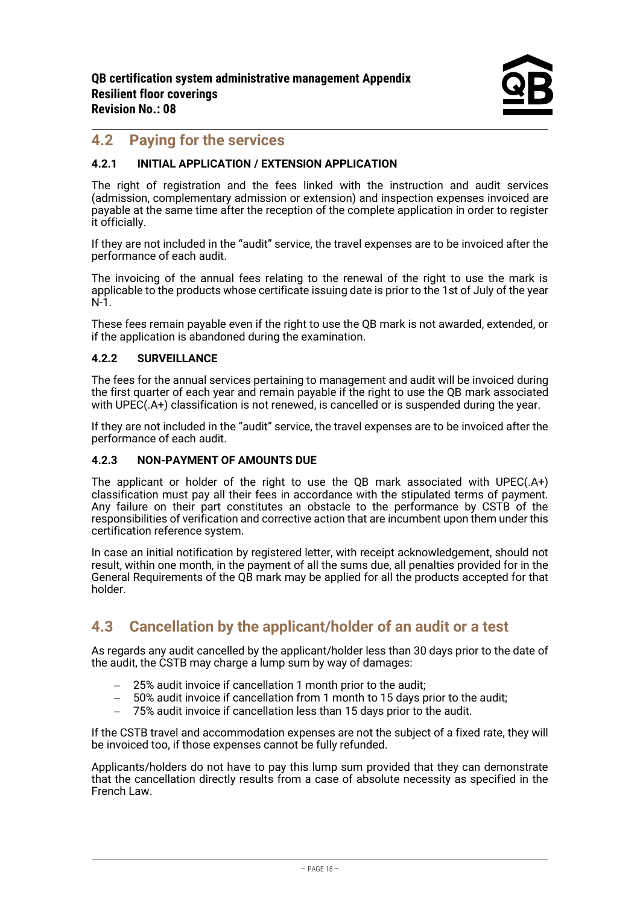## 4.2 Paying for the services

### 4.2.1 INITIAL APPLICATION / EXTENSION APPLICATION

The right of registration and the fees linked with the instruction and audit services (admission, complementary admission or extension) and inspection expenses invoiced are payable at the same time after the reception of the complete application in order to register it officially.

If they are not included in the "audit" service, the travel expenses are to be invoiced after the performance of each audit.

The invoicing of the annual fees relating to the renewal of the right to use the mark is applicable to the products whose certificate issuing date is prior to the 1st of July of the year N-1.

These fees remain payable even if the right to use the QB mark is not awarded, extended, or if the application is abandoned during the examination.

### 4.2.2 SURVEILLANCE

The fees for the annual services pertaining to management and audit will be invoiced during the first quarter of each year and remain payable if the right to use the QB mark associated with UPEC(.A+) classification is not renewed, is cancelled or is suspended during the year.

If they are not included in the "audit" service, the travel expenses are to be invoiced after the performance of each audit.

### 4.2.3 NON-PAYMENT OF AMOUNTS DUE

The applicant or holder of the right to use the QB mark associated with UPEC(.A+) classification must pay all their fees in accordance with the stipulated terms of payment. Any failure on their part constitutes an obstacle to the performance by CSTB of the responsibilities of verification and corrective action that are incumbent upon them under this certification reference system.

In case an initial notification by registered letter, with receipt acknowledgement, should not result, within one month, in the payment of all the sums due, all penalties provided for in the General Requirements of the QB mark may be applied for all the products accepted for that holder.

## 4.3 Cancellation by the applicant/holder of an audit or a test

As regards any audit cancelled by the applicant/holder less than 30 days prior to the date of the audit, the CSTB may charge a lump sum by way of damages:

- 25% audit invoice if cancellation 1 month prior to the audit;
- 50% audit invoice if cancellation from 1 month to 15 days prior to the audit;
- 75% audit invoice if cancellation less than 15 days prior to the audit.

If the CSTB travel and accommodation expenses are not the subject of a fixed rate, they will be invoiced too, if those expenses cannot be fully refunded.

Applicants/holders do not have to pay this lump sum provided that they can demonstrate that the cancellation directly results from a case of absolute necessity as specified in the French Law.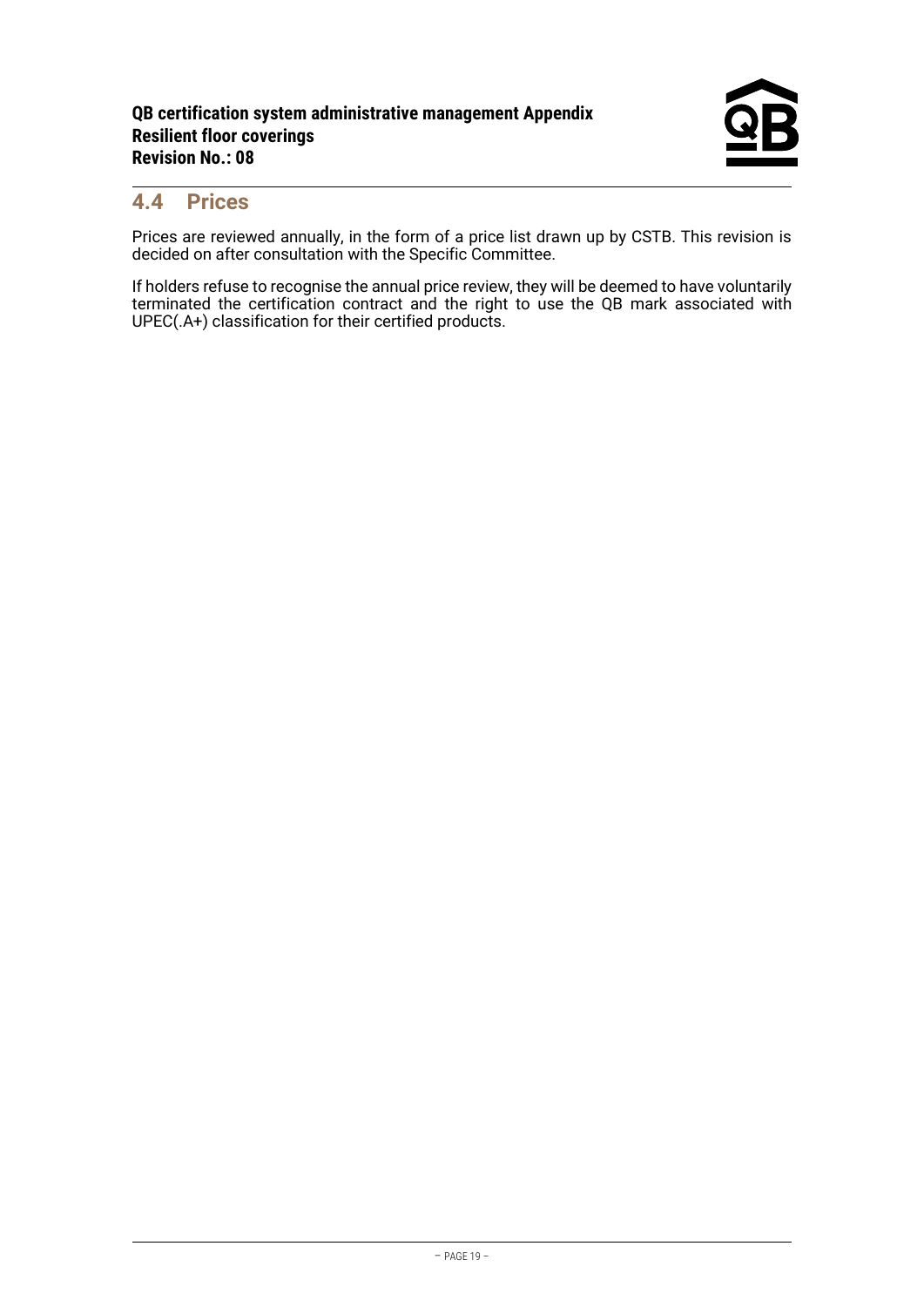## 4.4 Prices

Prices are reviewed annually, in the form of a price list drawn up by CSTB. This revision is decided on after consultation with the Specific Committee.

If holders refuse to recognise the annual price review, they will be deemed to have voluntarily terminated the certification contract and the right to use the QB mark associated with UPEC(.A+) classification for their certified products.